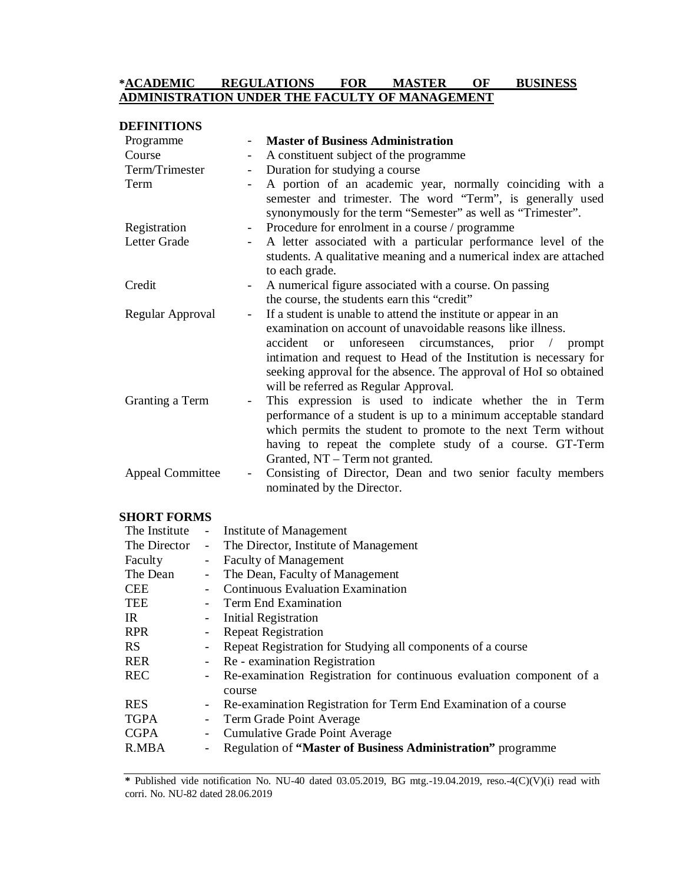# *ACADEMIC REGULATIONS FOR MASTER OF BUSINESS ADMINISTRATION UNDER THE FACULTY OF MANAGEMENT

## DEFINITIONS

| | | |
|---|---|---|
| Programme | - | **Master of Business Administration** |
| Course | - | A constituent subject of the programme |
| Term/Trimester | - | Duration for studying a course |
| Term | - | A portion of an academic year, normally coinciding with a semester and trimester. The word "Term", is generally used synonymously for the term "Semester" as well as "Trimester". |
| Registration | - | Procedure for enrolment in a course / programme |
| Letter Grade | - | A letter associated with a particular performance level of the students. A qualitative meaning and a numerical index are attached to each grade. |
| Credit | - | A numerical figure associated with a course. On passing the course, the students earn this "credit" |
| Regular Approval | - | If a student is unable to attend the institute or appear in an examination on account of unavoidable reasons like illness. accident or unforeseen circumstances, prior / prompt intimation and request to Head of the Institution is necessary for seeking approval for the absence. The approval of HoI so obtained will be referred as Regular Approval. |
| Granting a Term | - | This expression is used to indicate whether the in Term performance of a student is up to a minimum acceptable standard which permits the student to promote to the next Term without having to repeat the complete study of a course. GT-Term Granted, NT – Term not granted. |
| Appeal Committee | - | Consisting of Director, Dean and two senior faculty members nominated by the Director. |

## SHORT FORMS

| | | |
|---|---|---|
| The Institute | - | Institute of Management |
| The Director | - | The Director, Institute of Management |
| Faculty | - | Faculty of Management |
| The Dean | - | The Dean, Faculty of Management |
| CEE | - | Continuous Evaluation Examination |
| TEE | - | Term End Examination |
| IR | - | Initial Registration |
| RPR | - | Repeat Registration |
| RS | - | Repeat Registration for Studying all components of a course |
| RER | - | Re - examination Registration |
| REC | - | Re-examination Registration for continuous evaluation component of a course |
| RES | - | Re-examination Registration for Term End Examination of a course |
| TGPA | - | Term Grade Point Average |
| CGPA | - | Cumulative Grade Point Average |
| R.MBA | - | Regulation of **"Master of Business Administration"** programme |

---

**\*** Published vide notification No. NU-40 dated 03.05.2019, BG mtg.-19.04.2019, reso.-4(C)(V)(i) read with corri. No. NU-82 dated 28.06.2019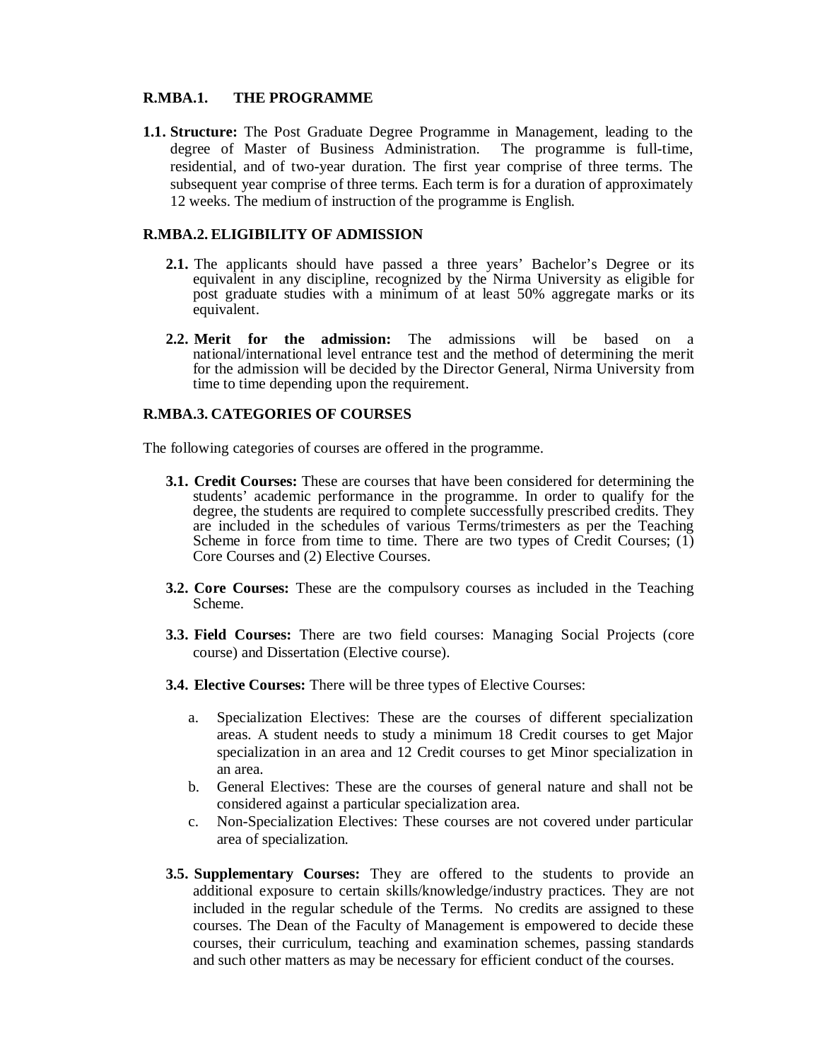## R.MBA.1. THE PROGRAMME

**1.1. Structure:** The Post Graduate Degree Programme in Management, leading to the degree of Master of Business Administration. The programme is full-time, residential, and of two-year duration. The first year comprise of three terms. The subsequent year comprise of three terms. Each term is for a duration of approximately 12 weeks. The medium of instruction of the programme is English.

## R.MBA.2. ELIGIBILITY OF ADMISSION

**2.1.** The applicants should have passed a three years' Bachelor's Degree or its equivalent in any discipline, recognized by the Nirma University as eligible for post graduate studies with a minimum of at least 50% aggregate marks or its equivalent.

**2.2. Merit for the admission:** The admissions will be based on a national/international level entrance test and the method of determining the merit for the admission will be decided by the Director General, Nirma University from time to time depending upon the requirement.

## R.MBA.3. CATEGORIES OF COURSES

The following categories of courses are offered in the programme.

**3.1. Credit Courses:** These are courses that have been considered for determining the students' academic performance in the programme. In order to qualify for the degree, the students are required to complete successfully prescribed credits. They are included in the schedules of various Terms/trimesters as per the Teaching Scheme in force from time to time. There are two types of Credit Courses; (1) Core Courses and (2) Elective Courses.

**3.2. Core Courses:** These are the compulsory courses as included in the Teaching Scheme.

**3.3. Field Courses:** There are two field courses: Managing Social Projects (core course) and Dissertation (Elective course).

**3.4. Elective Courses:** There will be three types of Elective Courses:

a. Specialization Electives: These are the courses of different specialization areas. A student needs to study a minimum 18 Credit courses to get Major specialization in an area and 12 Credit courses to get Minor specialization in an area.
b. General Electives: These are the courses of general nature and shall not be considered against a particular specialization area.
c. Non-Specialization Electives: These courses are not covered under particular area of specialization.

**3.5. Supplementary Courses:** They are offered to the students to provide an additional exposure to certain skills/knowledge/industry practices. They are not included in the regular schedule of the Terms. No credits are assigned to these courses. The Dean of the Faculty of Management is empowered to decide these courses, their curriculum, teaching and examination schemes, passing standards and such other matters as may be necessary for efficient conduct of the courses.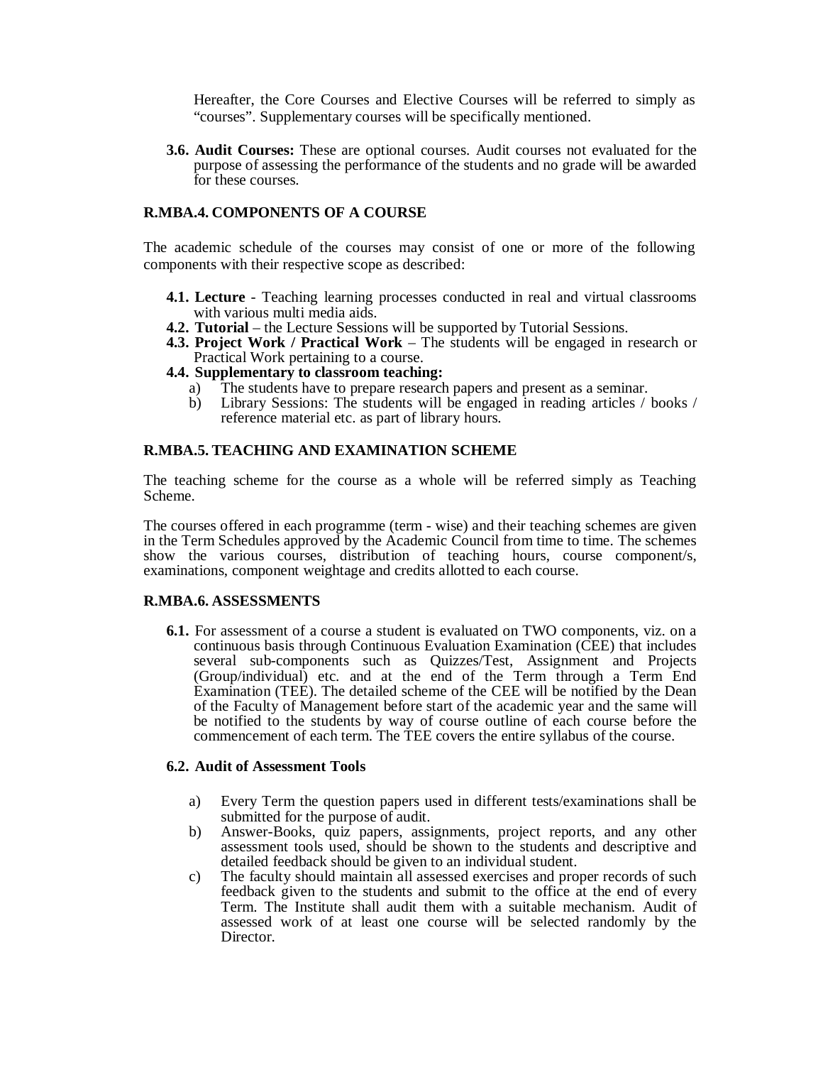Hereafter, the Core Courses and Elective Courses will be referred to simply as "courses". Supplementary courses will be specifically mentioned.

**3.6. Audit Courses:** These are optional courses. Audit courses not evaluated for the purpose of assessing the performance of the students and no grade will be awarded for these courses.

## R.MBA.4. COMPONENTS OF A COURSE

The academic schedule of the courses may consist of one or more of the following components with their respective scope as described:

**4.1. Lecture** - Teaching learning processes conducted in real and virtual classrooms with various multi media aids.

**4.2. Tutorial** – the Lecture Sessions will be supported by Tutorial Sessions.

**4.3. Project Work / Practical Work** – The students will be engaged in research or Practical Work pertaining to a course.

**4.4. Supplementary to classroom teaching:**

a) The students have to prepare research papers and present as a seminar.

b) Library Sessions: The students will be engaged in reading articles / books / reference material etc. as part of library hours.

## R.MBA.5. TEACHING AND EXAMINATION SCHEME

The teaching scheme for the course as a whole will be referred simply as Teaching Scheme.

The courses offered in each programme (term - wise) and their teaching schemes are given in the Term Schedules approved by the Academic Council from time to time. The schemes show the various courses, distribution of teaching hours, course component/s, examinations, component weightage and credits allotted to each course.

## R.MBA.6. ASSESSMENTS

**6.1.** For assessment of a course a student is evaluated on TWO components, viz. on a continuous basis through Continuous Evaluation Examination (CEE) that includes several sub-components such as Quizzes/Test, Assignment and Projects (Group/individual) etc. and at the end of the Term through a Term End Examination (TEE). The detailed scheme of the CEE will be notified by the Dean of the Faculty of Management before start of the academic year and the same will be notified to the students by way of course outline of each course before the commencement of each term. The TEE covers the entire syllabus of the course.

**6.2. Audit of Assessment Tools**

a) Every Term the question papers used in different tests/examinations shall be submitted for the purpose of audit.

b) Answer-Books, quiz papers, assignments, project reports, and any other assessment tools used, should be shown to the students and descriptive and detailed feedback should be given to an individual student.

c) The faculty should maintain all assessed exercises and proper records of such feedback given to the students and submit to the office at the end of every Term. The Institute shall audit them with a suitable mechanism. Audit of assessed work of at least one course will be selected randomly by the Director.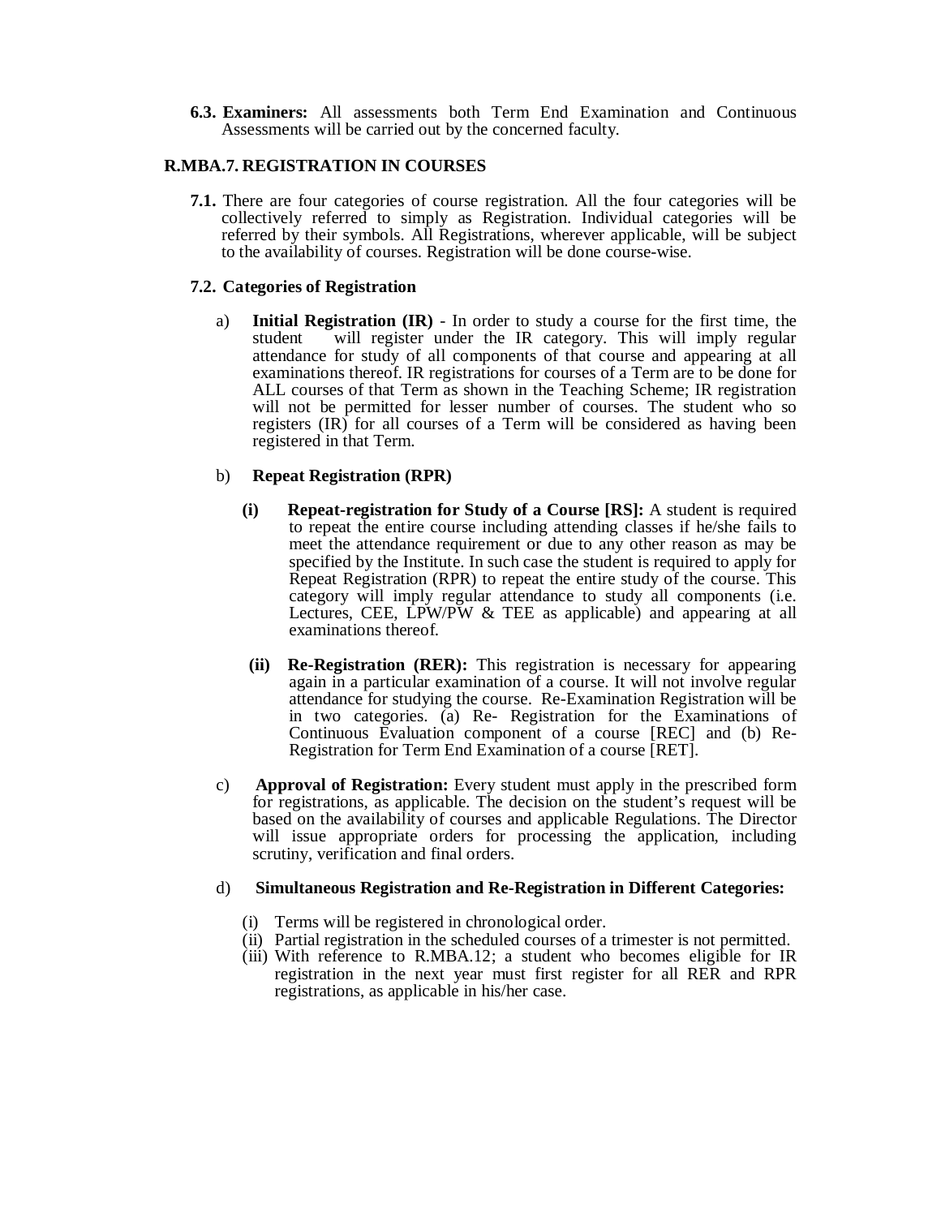**6.3. Examiners:** All assessments both Term End Examination and Continuous Assessments will be carried out by the concerned faculty.

## R.MBA.7. REGISTRATION IN COURSES

**7.1.** There are four categories of course registration. All the four categories will be collectively referred to simply as Registration. Individual categories will be referred by their symbols. All Registrations, wherever applicable, will be subject to the availability of courses. Registration will be done course-wise.

### 7.2. Categories of Registration

a) **Initial Registration (IR)** - In order to study a course for the first time, the student will register under the IR category. This will imply regular attendance for study of all components of that course and appearing at all examinations thereof. IR registrations for courses of a Term are to be done for ALL courses of that Term as shown in the Teaching Scheme; IR registration will not be permitted for lesser number of courses. The student who so registers (IR) for all courses of a Term will be considered as having been registered in that Term.

b) **Repeat Registration (RPR)**

   **(i) Repeat-registration for Study of a Course [RS]:** A student is required to repeat the entire course including attending classes if he/she fails to meet the attendance requirement or due to any other reason as may be specified by the Institute. In such case the student is required to apply for Repeat Registration (RPR) to repeat the entire study of the course. This category will imply regular attendance to study all components (i.e. Lectures, CEE, LPW/PW & TEE as applicable) and appearing at all examinations thereof.

   **(ii) Re-Registration (RER):** This registration is necessary for appearing again in a particular examination of a course. It will not involve regular attendance for studying the course. Re-Examination Registration will be in two categories. (a) Re- Registration for the Examinations of Continuous Evaluation component of a course [REC] and (b) Re-Registration for Term End Examination of a course [RET].

c) **Approval of Registration:** Every student must apply in the prescribed form for registrations, as applicable. The decision on the student's request will be based on the availability of courses and applicable Regulations. The Director will issue appropriate orders for processing the application, including scrutiny, verification and final orders.

d) **Simultaneous Registration and Re-Registration in Different Categories:**

   (i) Terms will be registered in chronological order.
   (ii) Partial registration in the scheduled courses of a trimester is not permitted.
   (iii) With reference to R.MBA.12; a student who becomes eligible for IR registration in the next year must first register for all RER and RPR registrations, as applicable in his/her case.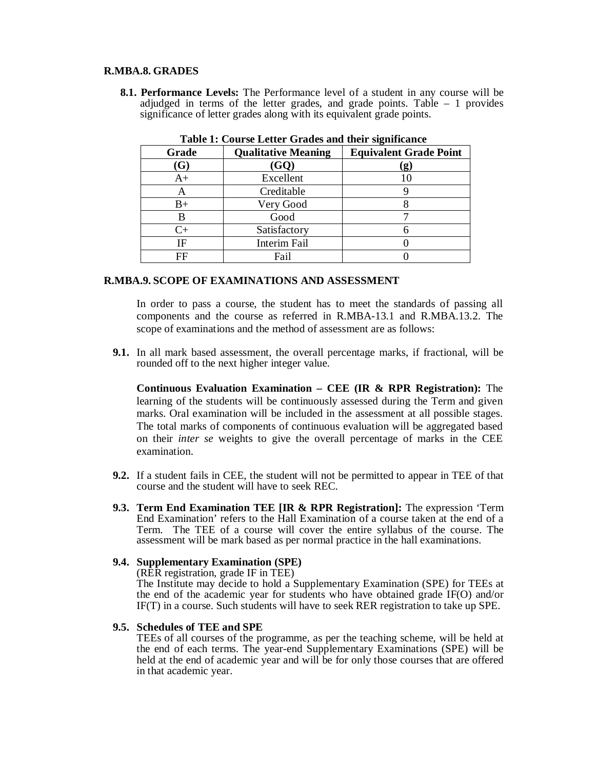## R.MBA.8. GRADES

**8.1. Performance Levels:** The Performance level of a student in any course will be adjudged in terms of the letter grades, and grade points. Table – 1 provides significance of letter grades along with its equivalent grade points.

**Table 1: Course Letter Grades and their significance**

| Grade (G) | Qualitative Meaning (GQ) | Equivalent Grade Point (g) |
|---|---|---|
| A+ | Excellent | 10 |
| A | Creditable | 9 |
| B+ | Very Good | 8 |
| B | Good | 7 |
| C+ | Satisfactory | 6 |
| IF | Interim Fail | 0 |
| FF | Fail | 0 |

## R.MBA.9. SCOPE OF EXAMINATIONS AND ASSESSMENT

In order to pass a course, the student has to meet the standards of passing all components and the course as referred in R.MBA-13.1 and R.MBA.13.2. The scope of examinations and the method of assessment are as follows:

**9.1.** In all mark based assessment, the overall percentage marks, if fractional, will be rounded off to the next higher integer value.

**Continuous Evaluation Examination – CEE (IR & RPR Registration):** The learning of the students will be continuously assessed during the Term and given marks. Oral examination will be included in the assessment at all possible stages. The total marks of components of continuous evaluation will be aggregated based on their *inter se* weights to give the overall percentage of marks in the CEE examination.

**9.2.** If a student fails in CEE, the student will not be permitted to appear in TEE of that course and the student will have to seek REC.

**9.3. Term End Examination TEE [IR & RPR Registration]:** The expression 'Term End Examination' refers to the Hall Examination of a course taken at the end of a Term. The TEE of a course will cover the entire syllabus of the course. The assessment will be mark based as per normal practice in the hall examinations.

**9.4. Supplementary Examination (SPE)**
(RER registration, grade IF in TEE)
The Institute may decide to hold a Supplementary Examination (SPE) for TEEs at the end of the academic year for students who have obtained grade IF(O) and/or IF(T) in a course. Such students will have to seek RER registration to take up SPE.

**9.5. Schedules of TEE and SPE**
TEEs of all courses of the programme, as per the teaching scheme, will be held at the end of each terms. The year-end Supplementary Examinations (SPE) will be held at the end of academic year and will be for only those courses that are offered in that academic year.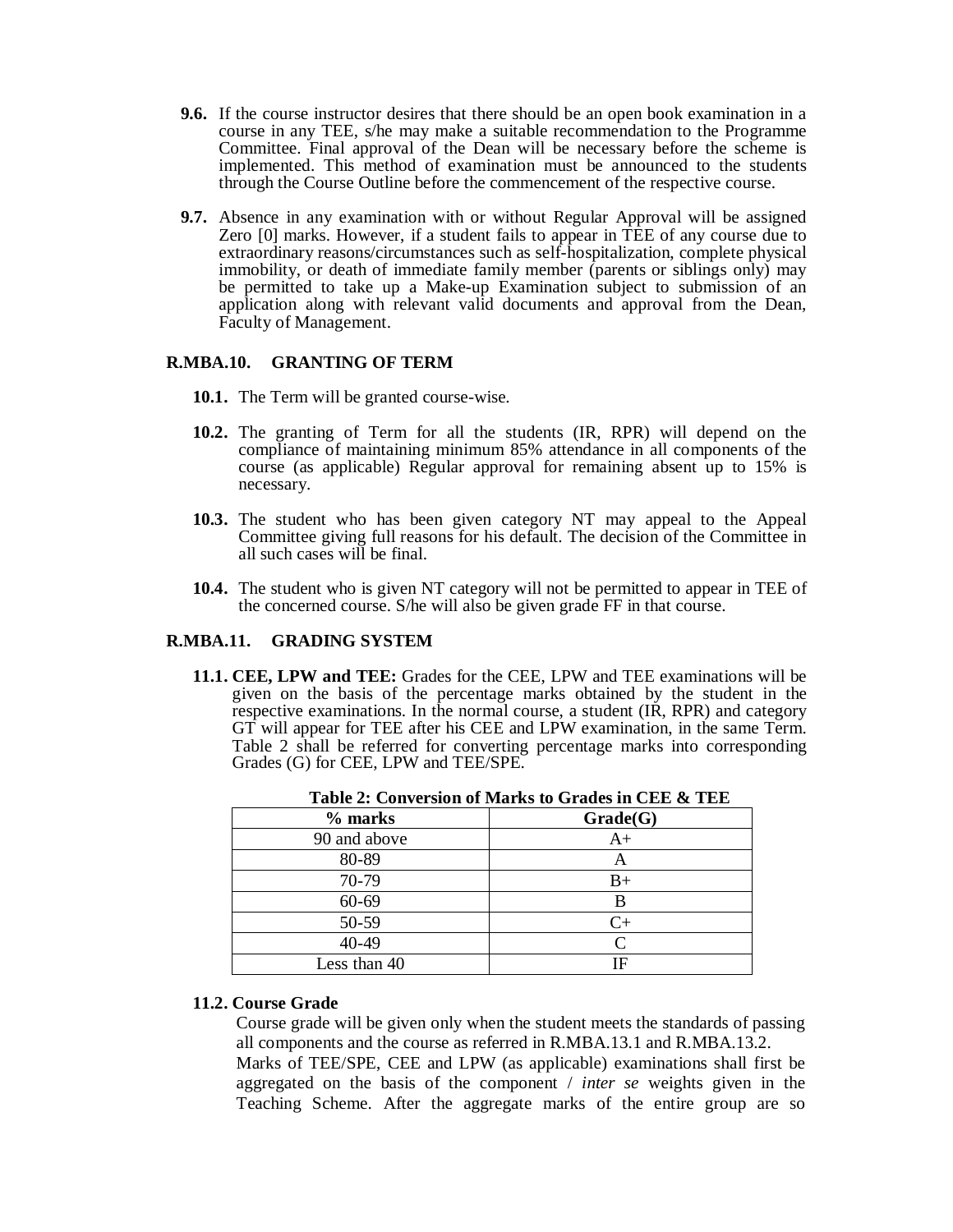**9.6.** If the course instructor desires that there should be an open book examination in a course in any TEE, s/he may make a suitable recommendation to the Programme Committee. Final approval of the Dean will be necessary before the scheme is implemented. This method of examination must be announced to the students through the Course Outline before the commencement of the respective course.

**9.7.** Absence in any examination with or without Regular Approval will be assigned Zero [0] marks. However, if a student fails to appear in TEE of any course due to extraordinary reasons/circumstances such as self-hospitalization, complete physical immobility, or death of immediate family member (parents or siblings only) may be permitted to take up a Make-up Examination subject to submission of an application along with relevant valid documents and approval from the Dean, Faculty of Management.

### R.MBA.10. GRANTING OF TERM

**10.1.** The Term will be granted course-wise.

**10.2.** The granting of Term for all the students (IR, RPR) will depend on the compliance of maintaining minimum 85% attendance in all components of the course (as applicable) Regular approval for remaining absent up to 15% is necessary.

**10.3.** The student who has been given category NT may appeal to the Appeal Committee giving full reasons for his default. The decision of the Committee in all such cases will be final.

**10.4.** The student who is given NT category will not be permitted to appear in TEE of the concerned course. S/he will also be given grade FF in that course.

### R.MBA.11. GRADING SYSTEM

**11.1. CEE, LPW and TEE:** Grades for the CEE, LPW and TEE examinations will be given on the basis of the percentage marks obtained by the student in the respective examinations. In the normal course, a student (IR, RPR) and category GT will appear for TEE after his CEE and LPW examination, in the same Term. Table 2 shall be referred for converting percentage marks into corresponding Grades (G) for CEE, LPW and TEE/SPE.

**Table 2: Conversion of Marks to Grades in CEE & TEE**

| % marks | Grade(G) |
|---|---|
| 90 and above | A+ |
| 80-89 | A |
| 70-79 | B+ |
| 60-69 | B |
| 50-59 | C+ |
| 40-49 | C |
| Less than 40 | IF |

**11.2. Course Grade**

Course grade will be given only when the student meets the standards of passing all components and the course as referred in R.MBA.13.1 and R.MBA.13.2.

Marks of TEE/SPE, CEE and LPW (as applicable) examinations shall first be aggregated on the basis of the component / *inter se* weights given in the Teaching Scheme. After the aggregate marks of the entire group are so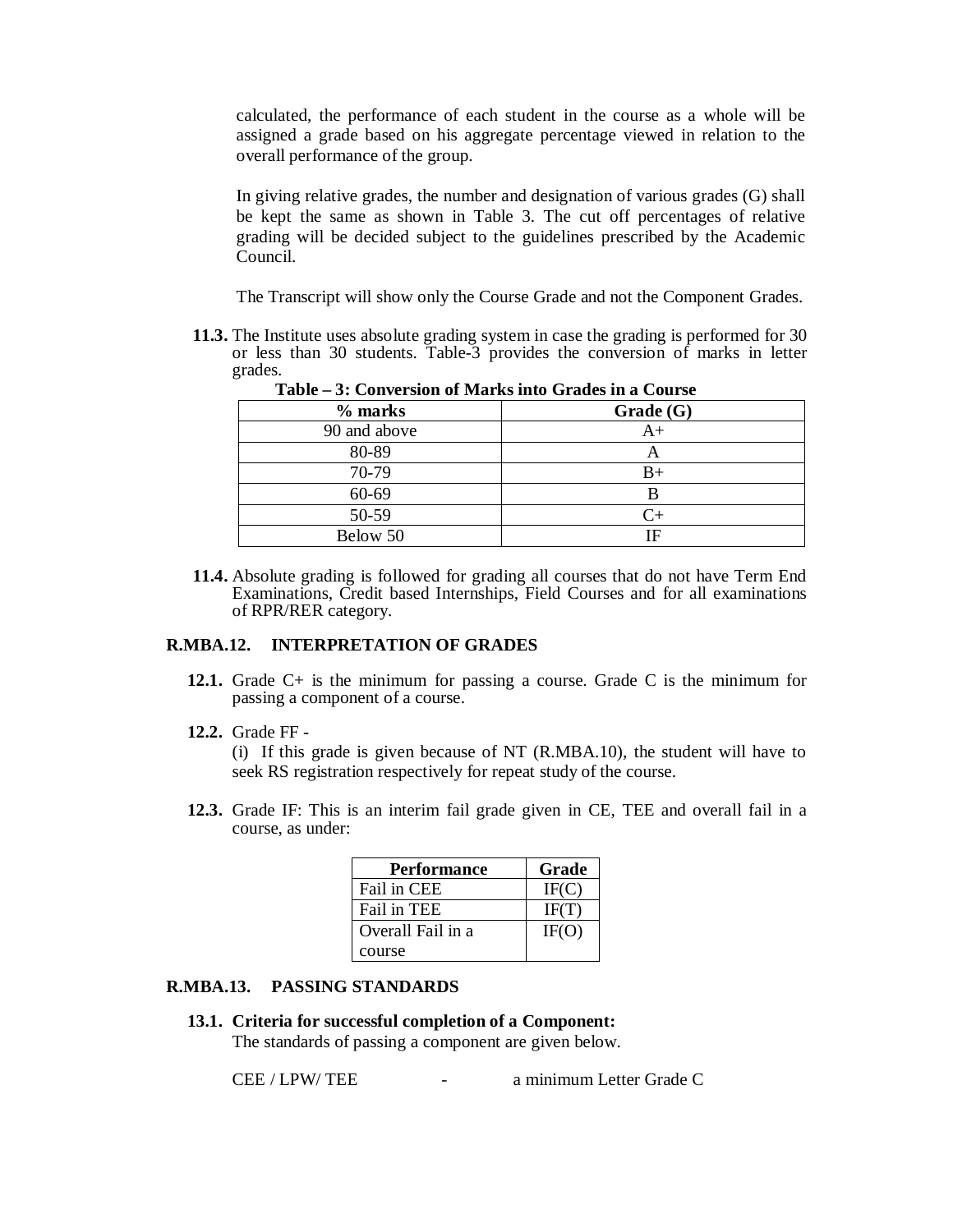calculated, the performance of each student in the course as a whole will be assigned a grade based on his aggregate percentage viewed in relation to the overall performance of the group.

In giving relative grades, the number and designation of various grades (G) shall be kept the same as shown in Table 3. The cut off percentages of relative grading will be decided subject to the guidelines prescribed by the Academic Council.

The Transcript will show only the Course Grade and not the Component Grades.

**11.3.** The Institute uses absolute grading system in case the grading is performed for 30 or less than 30 students. Table-3 provides the conversion of marks in letter grades.

**Table – 3: Conversion of Marks into Grades in a Course**

| % marks | Grade (G) |
|---|---|
| 90 and above | A+ |
| 80-89 | A |
| 70-79 | B+ |
| 60-69 | B |
| 50-59 | C+ |
| Below 50 | IF |

**11.4.** Absolute grading is followed for grading all courses that do not have Term End Examinations, Credit based Internships, Field Courses and for all examinations of RPR/RER category.

## R.MBA.12. INTERPRETATION OF GRADES

**12.1.** Grade C+ is the minimum for passing a course. Grade C is the minimum for passing a component of a course.

**12.2.** Grade FF -

(i) If this grade is given because of NT (R.MBA.10), the student will have to seek RS registration respectively for repeat study of the course.

**12.3.** Grade IF: This is an interim fail grade given in CE, TEE and overall fail in a course, as under:

| Performance | Grade |
|---|---|
| Fail in CEE | IF(C) |
| Fail in TEE | IF(T) |
| Overall Fail in a course | IF(O) |

## R.MBA.13. PASSING STANDARDS

**13.1. Criteria for successful completion of a Component:**

The standards of passing a component are given below.

CEE / LPW/ TEE - a minimum Letter Grade C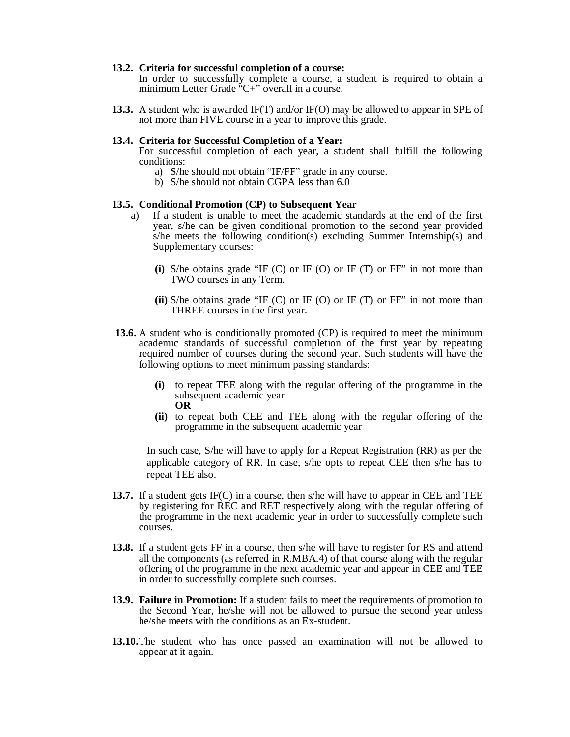**13.2. Criteria for successful completion of a course:**
In order to successfully complete a course, a student is required to obtain a minimum Letter Grade "C+" overall in a course.

**13.3.** A student who is awarded IF(T) and/or IF(O) may be allowed to appear in SPE of not more than FIVE course in a year to improve this grade.

**13.4. Criteria for Successful Completion of a Year:**
For successful completion of each year, a student shall fulfill the following conditions:

a) S/he should not obtain "IF/FF" grade in any course.
b) S/he should not obtain CGPA less than 6.0

**13.5. Conditional Promotion (CP) to Subsequent Year**

a) If a student is unable to meet the academic standards at the end of the first year, s/he can be given conditional promotion to the second year provided s/he meets the following condition(s) excluding Summer Internship(s) and Supplementary courses:

   **(i)** S/he obtains grade "IF (C) or IF (O) or IF (T) or FF" in not more than TWO courses in any Term.

   **(ii)** S/he obtains grade "IF (C) or IF (O) or IF (T) or FF" in not more than THREE courses in the first year.

**13.6.** A student who is conditionally promoted (CP) is required to meet the minimum academic standards of successful completion of the first year by repeating required number of courses during the second year. Such students will have the following options to meet minimum passing standards:

   **(i)** to repeat TEE along with the regular offering of the programme in the subsequent academic year
   **OR**
   **(ii)** to repeat both CEE and TEE along with the regular offering of the programme in the subsequent academic year

In such case, S/he will have to apply for a Repeat Registration (RR) as per the applicable category of RR. In case, s/he opts to repeat CEE then s/he has to repeat TEE also.

**13.7.** If a student gets IF(C) in a course, then s/he will have to appear in CEE and TEE by registering for REC and RET respectively along with the regular offering of the programme in the next academic year in order to successfully complete such courses.

**13.8.** If a student gets FF in a course, then s/he will have to register for RS and attend all the components (as referred in R.MBA.4) of that course along with the regular offering of the programme in the next academic year and appear in CEE and TEE in order to successfully complete such courses.

**13.9. Failure in Promotion:** If a student fails to meet the requirements of promotion to the Second Year, he/she will not be allowed to pursue the second year unless he/she meets with the conditions as an Ex-student.

**13.10.** The student who has once passed an examination will not be allowed to appear at it again.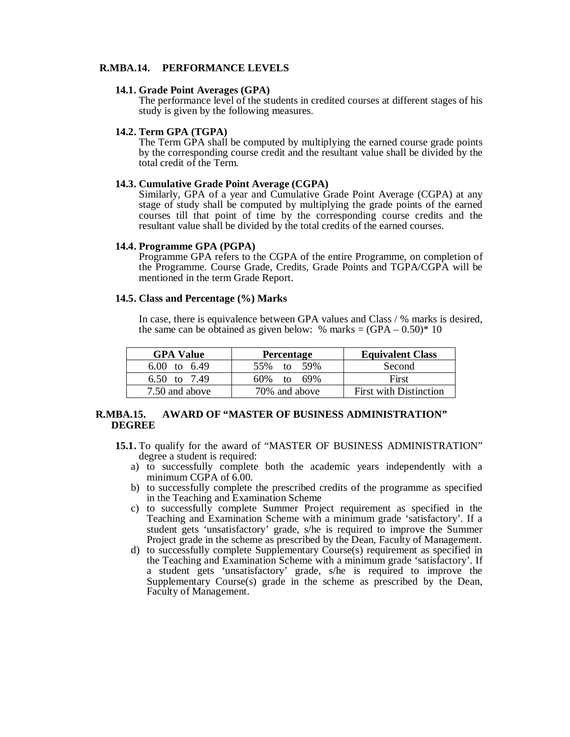## R.MBA.14. PERFORMANCE LEVELS

### 14.1. Grade Point Averages (GPA)

The performance level of the students in credited courses at different stages of his study is given by the following measures.

### 14.2. Term GPA (TGPA)

The Term GPA shall be computed by multiplying the earned course grade points by the corresponding course credit and the resultant value shall be divided by the total credit of the Term.

### 14.3. Cumulative Grade Point Average (CGPA)

Similarly, GPA of a year and Cumulative Grade Point Average (CGPA) at any stage of study shall be computed by multiplying the grade points of the earned courses till that point of time by the corresponding course credits and the resultant value shall be divided by the total credits of the earned courses.

### 14.4. Programme GPA (PGPA)

Programme GPA refers to the CGPA of the entire Programme, on completion of the Programme. Course Grade, Credits, Grade Points and TGPA/CGPA will be mentioned in the term Grade Report.

### 14.5. Class and Percentage (%) Marks

In case, there is equivalence between GPA values and Class / % marks is desired, the same can be obtained as given below: % marks = (GPA – 0.50)* 10

| GPA Value | Percentage | Equivalent Class |
|---|---|---|
| 6.00 to 6.49 | 55% to 59% | Second |
| 6.50 to 7.49 | 60% to 69% | First |
| 7.50 and above | 70% and above | First with Distinction |

## R.MBA.15. AWARD OF "MASTER OF BUSINESS ADMINISTRATION" DEGREE

**15.1.** To qualify for the award of "MASTER OF BUSINESS ADMINISTRATION" degree a student is required:

a) to successfully complete both the academic years independently with a minimum CGPA of 6.00.
b) to successfully complete the prescribed credits of the programme as specified in the Teaching and Examination Scheme
c) to successfully complete Summer Project requirement as specified in the Teaching and Examination Scheme with a minimum grade 'satisfactory'. If a student gets 'unsatisfactory' grade, s/he is required to improve the Summer Project grade in the scheme as prescribed by the Dean, Faculty of Management.
d) to successfully complete Supplementary Course(s) requirement as specified in the Teaching and Examination Scheme with a minimum grade 'satisfactory'. If a student gets 'unsatisfactory' grade, s/he is required to improve the Supplementary Course(s) grade in the scheme as prescribed by the Dean, Faculty of Management.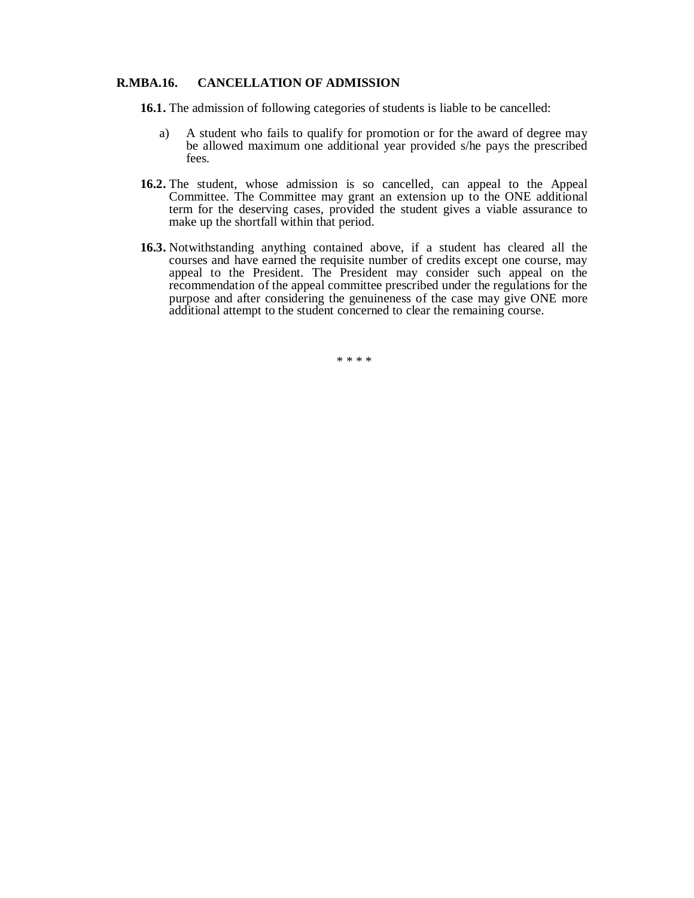## R.MBA.16. CANCELLATION OF ADMISSION

**16.1.** The admission of following categories of students is liable to be cancelled:

a) A student who fails to qualify for promotion or for the award of degree may be allowed maximum one additional year provided s/he pays the prescribed fees.

**16.2.** The student, whose admission is so cancelled, can appeal to the Appeal Committee. The Committee may grant an extension up to the ONE additional term for the deserving cases, provided the student gives a viable assurance to make up the shortfall within that period.

**16.3.** Notwithstanding anything contained above, if a student has cleared all the courses and have earned the requisite number of credits except one course, may appeal to the President. The President may consider such appeal on the recommendation of the appeal committee prescribed under the regulations for the purpose and after considering the genuineness of the case may give ONE more additional attempt to the student concerned to clear the remaining course.

* * * *